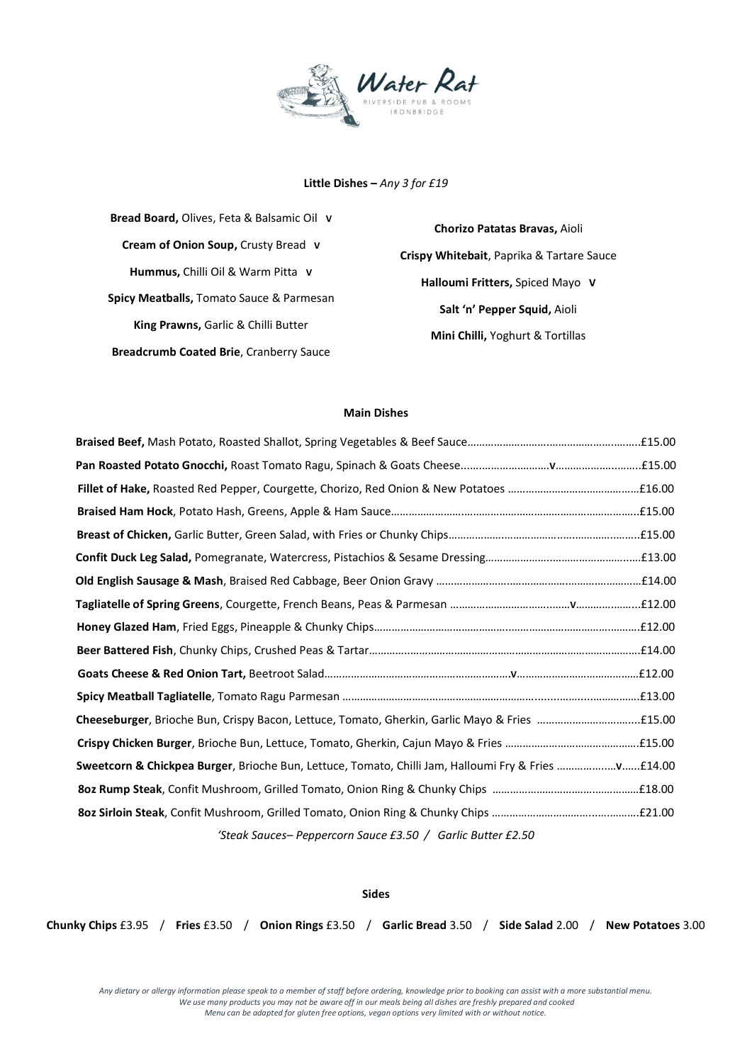Water Rat
RIVERSIDE PUB & ROOMS
IRONBRIDGE

## Little Dishes – *Any 3 for £19*

**Bread Board,** Olives, Feta & Balsamic Oil **V**

**Cream of Onion Soup,** Crusty Bread **V**

**Hummus,** Chilli Oil & Warm Pitta **V**

**Spicy Meatballs,** Tomato Sauce & Parmesan

**King Prawns,** Garlic & Chilli Butter

**Breadcrumb Coated Brie**, Cranberry Sauce

**Chorizo Patatas Bravas,** Aioli

**Crispy Whitebait**, Paprika & Tartare Sauce

**Halloumi Fritters,** Spiced Mayo **V**

**Salt 'n' Pepper Squid,** Aioli

**Mini Chilli,** Yoghurt & Tortillas

## Main Dishes

**Braised Beef,** Mash Potato, Roasted Shallot, Spring Vegetables & Beef Sauce……£15.00

**Pan Roasted Potato Gnocchi,** Roast Tomato Ragu, Spinach & Goats Cheese……**v**……£15.00

**Fillet of Hake,** Roasted Red Pepper, Courgette, Chorizo, Red Onion & New Potatoes……£16.00

**Braised Ham Hock**, Potato Hash, Greens, Apple & Ham Sauce……£15.00

**Breast of Chicken,** Garlic Butter, Green Salad, with Fries or Chunky Chips……£15.00

**Confit Duck Leg Salad,** Pomegranate, Watercress, Pistachios & Sesame Dressing……£13.00

**Old English Sausage & Mash**, Braised Red Cabbage, Beer Onion Gravy……£14.00

**Tagliatelle of Spring Greens**, Courgette, French Beans, Peas & Parmesan……**v**……£12.00

**Honey Glazed Ham**, Fried Eggs, Pineapple & Chunky Chips……£12.00

**Beer Battered Fish**, Chunky Chips, Crushed Peas & Tartar……£14.00

**Goats Cheese & Red Onion Tart,** Beetroot Salad……**v**……£12.00

**Spicy Meatball Tagliatelle**, Tomato Ragu Parmesan……£13.00

**Cheeseburger**, Brioche Bun, Crispy Bacon, Lettuce, Tomato, Gherkin, Garlic Mayo & Fries……£15.00

**Crispy Chicken Burger**, Brioche Bun, Lettuce, Tomato, Gherkin, Cajun Mayo & Fries……£15.00

**Sweetcorn & Chickpea Burger**, Brioche Bun, Lettuce, Tomato, Chilli Jam, Halloumi Fry & Fries……**v**……£14.00

**8oz Rump Steak**, Confit Mushroom, Grilled Tomato, Onion Ring & Chunky Chips……£18.00

**8oz Sirloin Steak**, Confit Mushroom, Grilled Tomato, Onion Ring & Chunky Chips……£21.00

*'Steak Sauces– Peppercorn Sauce £3.50 / Garlic Butter £2.50*

## Sides

**Chunky Chips** £3.95 / **Fries** £3.50 / **Onion Rings** £3.50 / **Garlic Bread** 3.50 / **Side Salad** 2.00 / **New Potatoes** 3.00

*Any dietary or allergy information please speak to a member of staff before ordering, knowledge prior to booking can assist with a more substantial menu.*
*We use many products you may not be aware off in our meals being all dishes are freshly prepared and cooked*
*Menu can be adapted for gluten free options, vegan options very limited with or without notice.*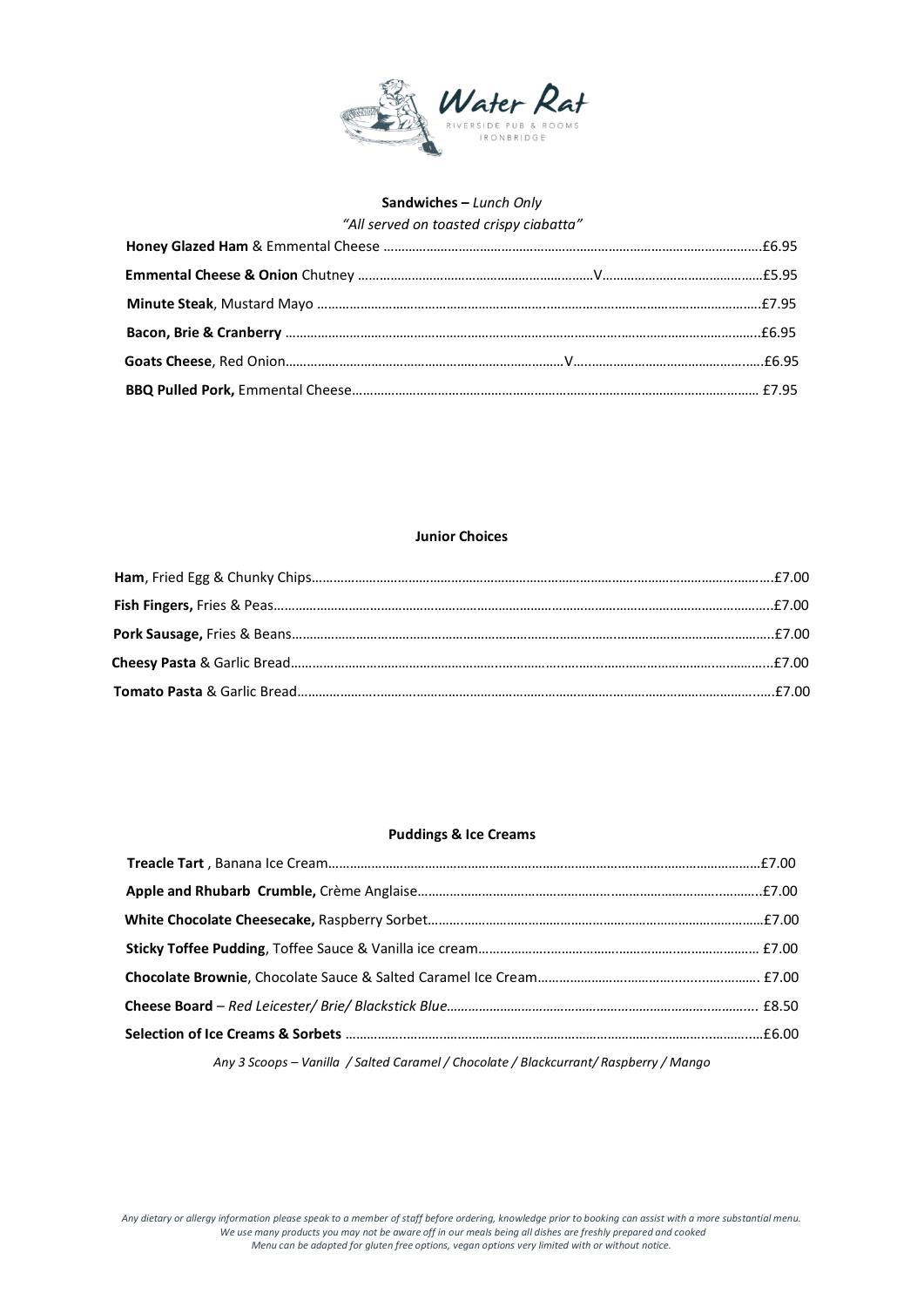Water Rat
RIVERSIDE PUB & ROOMS
IRONBRIDGE

## Sandwiches – *Lunch Only*

*"All served on toasted crispy ciabatta"*

**Honey Glazed Ham** & Emmental Cheese ........................................ £6.95

**Emmental Cheese & Onion** Chutney ..................... V ..................... £5.95

**Minute Steak**, Mustard Mayo ........................................ £7.95

**Bacon, Brie & Cranberry** ........................................ £6.95

**Goats Cheese**, Red Onion ..................... V ..................... £6.95

**BBQ Pulled Pork,** Emmental Cheese ........................................ £7.95

## Junior Choices

**Ham**, Fried Egg & Chunky Chips ........................................ £7.00

**Fish Fingers,** Fries & Peas ........................................ £7.00

**Pork Sausage,** Fries & Beans ........................................ £7.00

**Cheesy Pasta** & Garlic Bread ........................................ £7.00

**Tomato Pasta** & Garlic Bread ........................................ £7.00

## Puddings & Ice Creams

**Treacle Tart** , Banana Ice Cream ........................................ £7.00

**Apple and Rhubarb Crumble,** Crème Anglaise ........................................ £7.00

**White Chocolate Cheesecake,** Raspberry Sorbet ........................................ £7.00

**Sticky Toffee Pudding**, Toffee Sauce & Vanilla ice cream ........................................ £7.00

**Chocolate Brownie**, Chocolate Sauce & Salted Caramel Ice Cream ........................................ £7.00

**Cheese Board** – *Red Leicester/ Brie/ Blackstick Blue* ........................................ £8.50

**Selection of Ice Creams & Sorbets** ........................................ £6.00

*Any 3 Scoops – Vanilla / Salted Caramel / Chocolate / Blackcurrant/ Raspberry / Mango*

*Any dietary or allergy information please speak to a member of staff before ordering, knowledge prior to booking can assist with a more substantial menu.*
*We use many products you may not be aware off in our meals being all dishes are freshly prepared and cooked*
*Menu can be adapted for gluten free options, vegan options very limited with or without notice.*